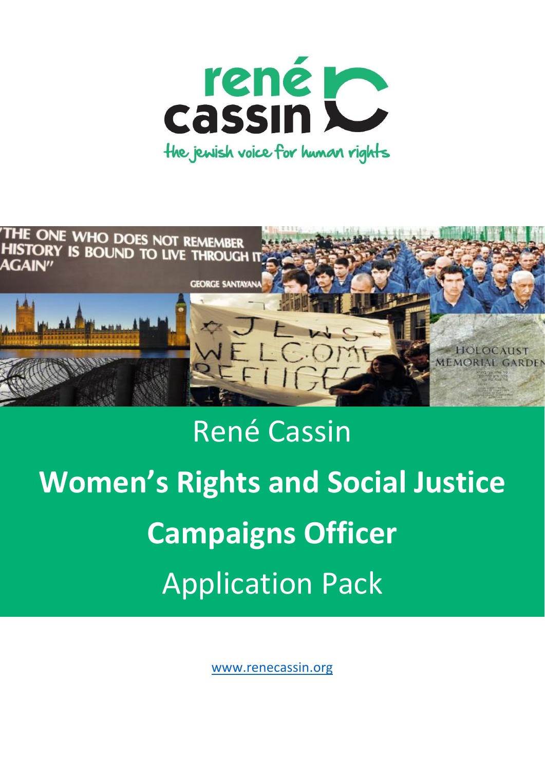René Cassin

# Women's Rights and Social Justice Campaigns Officer

Application Pack

www.renecassin.org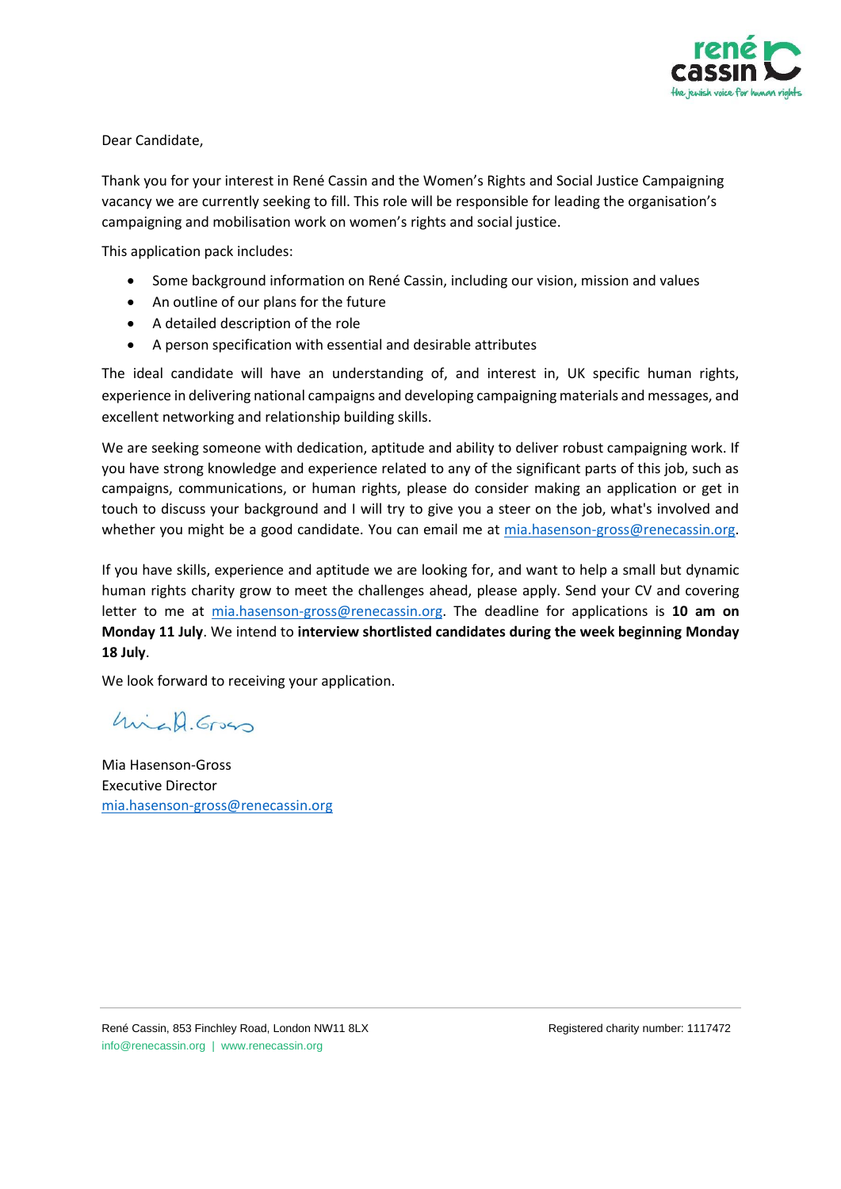Dear Candidate,

Thank you for your interest in René Cassin and the Women's Rights and Social Justice Campaigning vacancy we are currently seeking to fill. This role will be responsible for leading the organisation's campaigning and mobilisation work on women's rights and social justice.

This application pack includes:

- Some background information on René Cassin, including our vision, mission and values
- An outline of our plans for the future
- A detailed description of the role
- A person specification with essential and desirable attributes

The ideal candidate will have an understanding of, and interest in, UK specific human rights, experience in delivering national campaigns and developing campaigning materials and messages, and excellent networking and relationship building skills.

We are seeking someone with dedication, aptitude and ability to deliver robust campaigning work. If you have strong knowledge and experience related to any of the significant parts of this job, such as campaigns, communications, or human rights, please do consider making an application or get in touch to discuss your background and I will try to give you a steer on the job, what's involved and whether you might be a good candidate. You can email me at mia.hasenson-gross@renecassin.org.

If you have skills, experience and aptitude we are looking for, and want to help a small but dynamic human rights charity grow to meet the challenges ahead, please apply. Send your CV and covering letter to me at mia.hasenson-gross@renecassin.org. The deadline for applications is **10 am on Monday 11 July**. We intend to **interview shortlisted candidates during the week beginning Monday 18 July**.

We look forward to receiving your application.

Mia Hasenson-Gross
Executive Director
mia.hasenson-gross@renecassin.org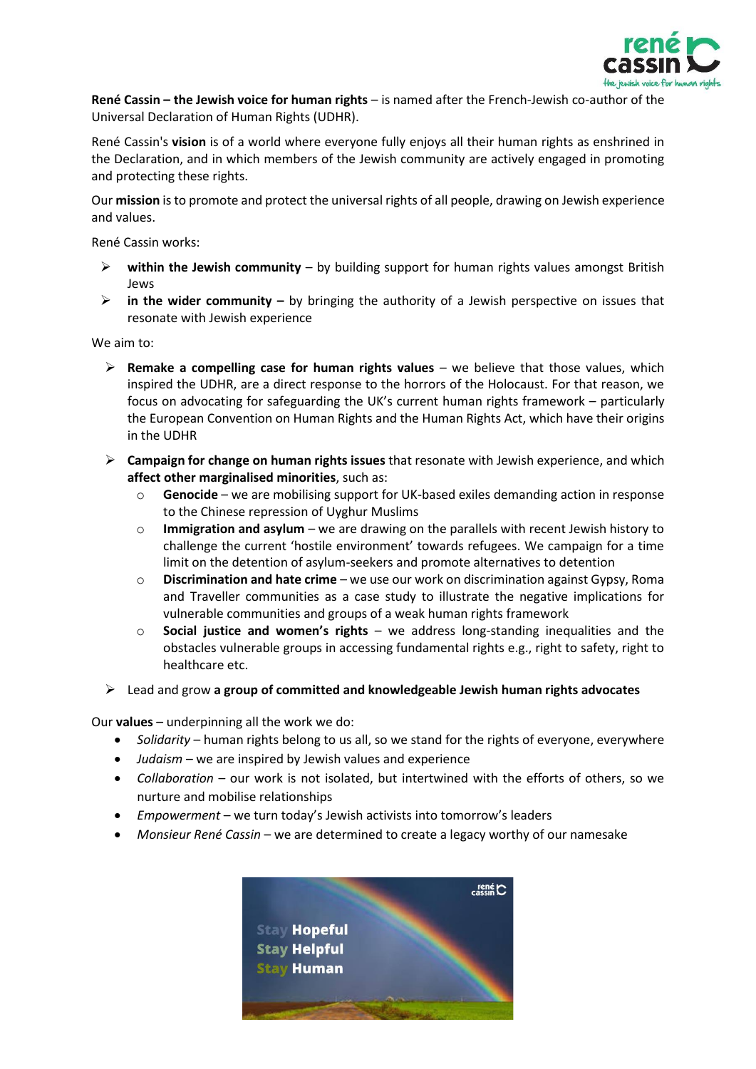**René Cassin – the Jewish voice for human rights** – is named after the French-Jewish co-author of the Universal Declaration of Human Rights (UDHR).

René Cassin's **vision** is of a world where everyone fully enjoys all their human rights as enshrined in the Declaration, and in which members of the Jewish community are actively engaged in promoting and protecting these rights.

Our **mission** is to promote and protect the universal rights of all people, drawing on Jewish experience and values.

René Cassin works:

- **within the Jewish community** – by building support for human rights values amongst British Jews
- **in the wider community –** by bringing the authority of a Jewish perspective on issues that resonate with Jewish experience

We aim to:

- **Remake a compelling case for human rights values** – we believe that those values, which inspired the UDHR, are a direct response to the horrors of the Holocaust. For that reason, we focus on advocating for safeguarding the UK's current human rights framework – particularly the European Convention on Human Rights and the Human Rights Act, which have their origins in the UDHR
- **Campaign for change on human rights issues** that resonate with Jewish experience, and which **affect other marginalised minorities**, such as:
  - **Genocide** – we are mobilising support for UK-based exiles demanding action in response to the Chinese repression of Uyghur Muslims
  - **Immigration and asylum** – we are drawing on the parallels with recent Jewish history to challenge the current 'hostile environment' towards refugees. We campaign for a time limit on the detention of asylum-seekers and promote alternatives to detention
  - **Discrimination and hate crime** – we use our work on discrimination against Gypsy, Roma and Traveller communities as a case study to illustrate the negative implications for vulnerable communities and groups of a weak human rights framework
  - **Social justice and women's rights** – we address long-standing inequalities and the obstacles vulnerable groups in accessing fundamental rights e.g., right to safety, right to healthcare etc.
- Lead and grow **a group of committed and knowledgeable Jewish human rights advocates**

Our **values** – underpinning all the work we do:

- *Solidarity* – human rights belong to us all, so we stand for the rights of everyone, everywhere
- *Judaism* – we are inspired by Jewish values and experience
- *Collaboration* – our work is not isolated, but intertwined with the efforts of others, so we nurture and mobilise relationships
- *Empowerment* – we turn today's Jewish activists into tomorrow's leaders
- *Monsieur René Cassin* – we are determined to create a legacy worthy of our namesake

Stay Hopeful
Stay Helpful
Stay Human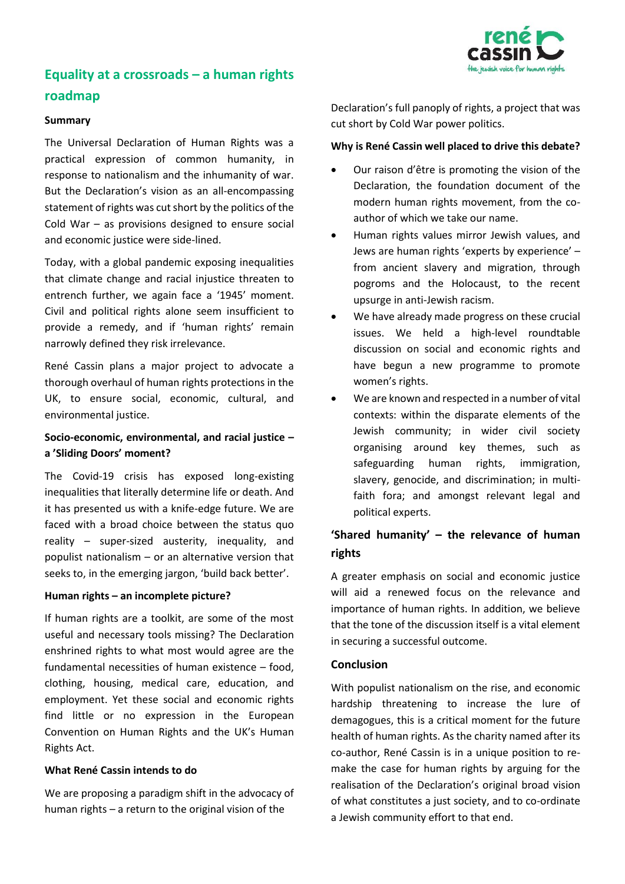## Equality at a crossroads – a human rights roadmap

**Summary**

The Universal Declaration of Human Rights was a practical expression of common humanity, in response to nationalism and the inhumanity of war. But the Declaration's vision as an all-encompassing statement of rights was cut short by the politics of the Cold War – as provisions designed to ensure social and economic justice were side-lined.

Today, with a global pandemic exposing inequalities that climate change and racial injustice threaten to entrench further, we again face a '1945' moment. Civil and political rights alone seem insufficient to provide a remedy, and if 'human rights' remain narrowly defined they risk irrelevance.

René Cassin plans a major project to advocate a thorough overhaul of human rights protections in the UK, to ensure social, economic, cultural, and environmental justice.

**Socio-economic, environmental, and racial justice – a 'Sliding Doors' moment?**

The Covid-19 crisis has exposed long-existing inequalities that literally determine life or death. And it has presented us with a knife-edge future. We are faced with a broad choice between the status quo reality – super-sized austerity, inequality, and populist nationalism – or an alternative version that seeks to, in the emerging jargon, 'build back better'.

**Human rights – an incomplete picture?**

If human rights are a toolkit, are some of the most useful and necessary tools missing? The Declaration enshrined rights to what most would agree are the fundamental necessities of human existence – food, clothing, housing, medical care, education, and employment. Yet these social and economic rights find little or no expression in the European Convention on Human Rights and the UK's Human Rights Act.

**What René Cassin intends to do**

We are proposing a paradigm shift in the advocacy of human rights – a return to the original vision of the Declaration's full panoply of rights, a project that was cut short by Cold War power politics.

**Why is René Cassin well placed to drive this debate?**

- Our raison d'être is promoting the vision of the Declaration, the foundation document of the modern human rights movement, from the co-author of which we take our name.
- Human rights values mirror Jewish values, and Jews are human rights 'experts by experience' – from ancient slavery and migration, through pogroms and the Holocaust, to the recent upsurge in anti-Jewish racism.
- We have already made progress on these crucial issues. We held a high-level roundtable discussion on social and economic rights and have begun a new programme to promote women's rights.
- We are known and respected in a number of vital contexts: within the disparate elements of the Jewish community; in wider civil society organising around key themes, such as safeguarding human rights, immigration, slavery, genocide, and discrimination; in multi-faith fora; and amongst relevant legal and political experts.

### 'Shared humanity' – the relevance of human rights

A greater emphasis on social and economic justice will aid a renewed focus on the relevance and importance of human rights. In addition, we believe that the tone of the discussion itself is a vital element in securing a successful outcome.

### Conclusion

With populist nationalism on the rise, and economic hardship threatening to increase the lure of demagogues, this is a critical moment for the future health of human rights. As the charity named after its co-author, René Cassin is in a unique position to re-make the case for human rights by arguing for the realisation of the Declaration's original broad vision of what constitutes a just society, and to co-ordinate a Jewish community effort to that end.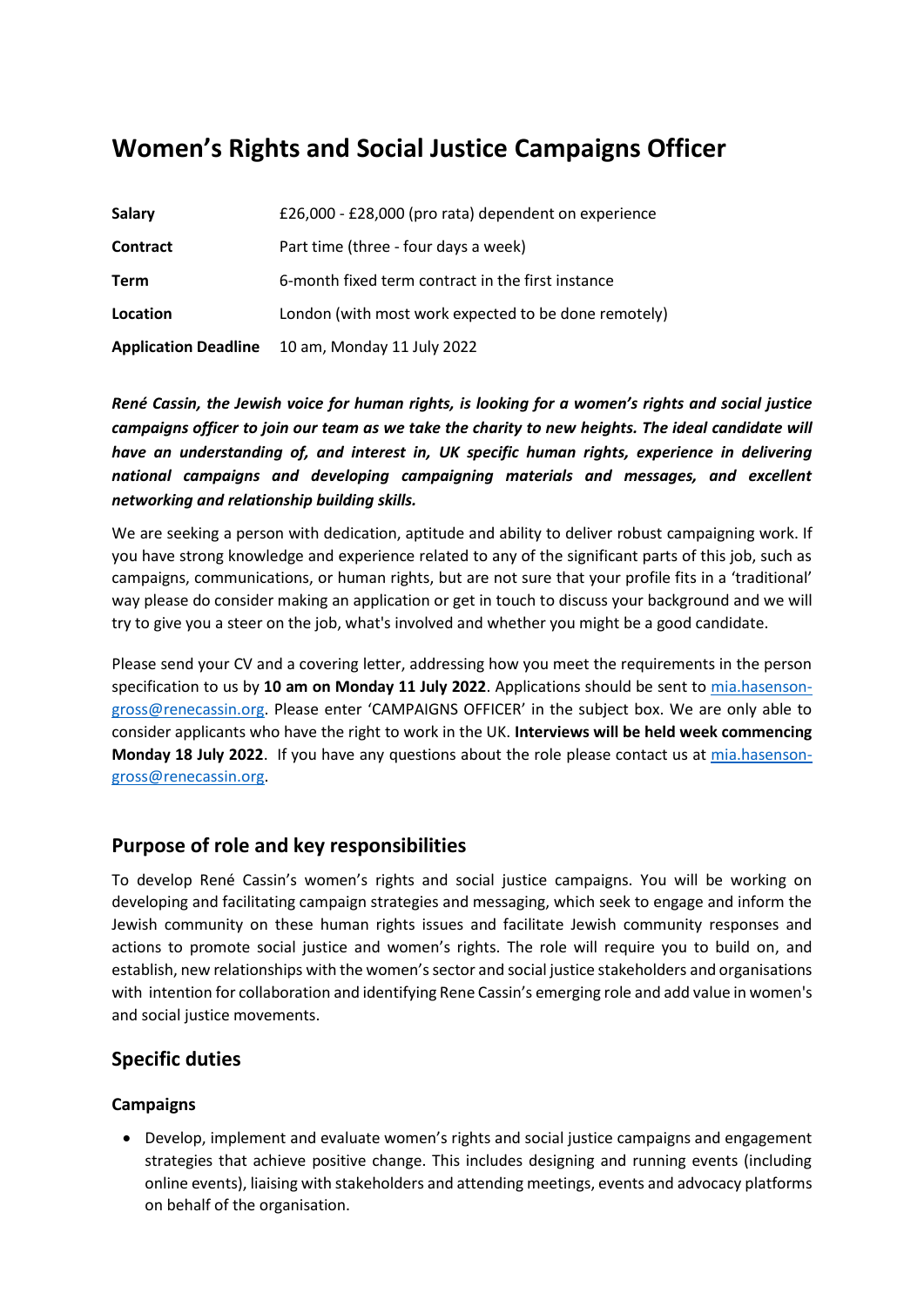# Women's Rights and Social Justice Campaigns Officer

| | |
|---|---|
| **Salary** | £26,000 - £28,000 (pro rata) dependent on experience |
| **Contract** | Part time (three - four days a week) |
| **Term** | 6-month fixed term contract in the first instance |
| **Location** | London (with most work expected to be done remotely) |
| **Application Deadline** | 10 am, Monday 11 July 2022 |

***René Cassin, the Jewish voice for human rights, is looking for a women's rights and social justice campaigns officer to join our team as we take the charity to new heights. The ideal candidate will have an understanding of, and interest in, UK specific human rights, experience in delivering national campaigns and developing campaigning materials and messages, and excellent networking and relationship building skills.***

We are seeking a person with dedication, aptitude and ability to deliver robust campaigning work. If you have strong knowledge and experience related to any of the significant parts of this job, such as campaigns, communications, or human rights, but are not sure that your profile fits in a 'traditional' way please do consider making an application or get in touch to discuss your background and we will try to give you a steer on the job, what's involved and whether you might be a good candidate.

Please send your CV and a covering letter, addressing how you meet the requirements in the person specification to us by **10 am on Monday 11 July 2022**. Applications should be sent to mia.hasenson-gross@renecassin.org. Please enter 'CAMPAIGNS OFFICER' in the subject box. We are only able to consider applicants who have the right to work in the UK. **Interviews will be held week commencing Monday 18 July 2022**. If you have any questions about the role please contact us at mia.hasenson-gross@renecassin.org.

## Purpose of role and key responsibilities

To develop René Cassin's women's rights and social justice campaigns. You will be working on developing and facilitating campaign strategies and messaging, which seek to engage and inform the Jewish community on these human rights issues and facilitate Jewish community responses and actions to promote social justice and women's rights. The role will require you to build on, and establish, new relationships with the women's sector and social justice stakeholders and organisations with intention for collaboration and identifying Rene Cassin's emerging role and add value in women's and social justice movements.

## Specific duties

### Campaigns

- Develop, implement and evaluate women's rights and social justice campaigns and engagement strategies that achieve positive change. This includes designing and running events (including online events), liaising with stakeholders and attending meetings, events and advocacy platforms on behalf of the organisation.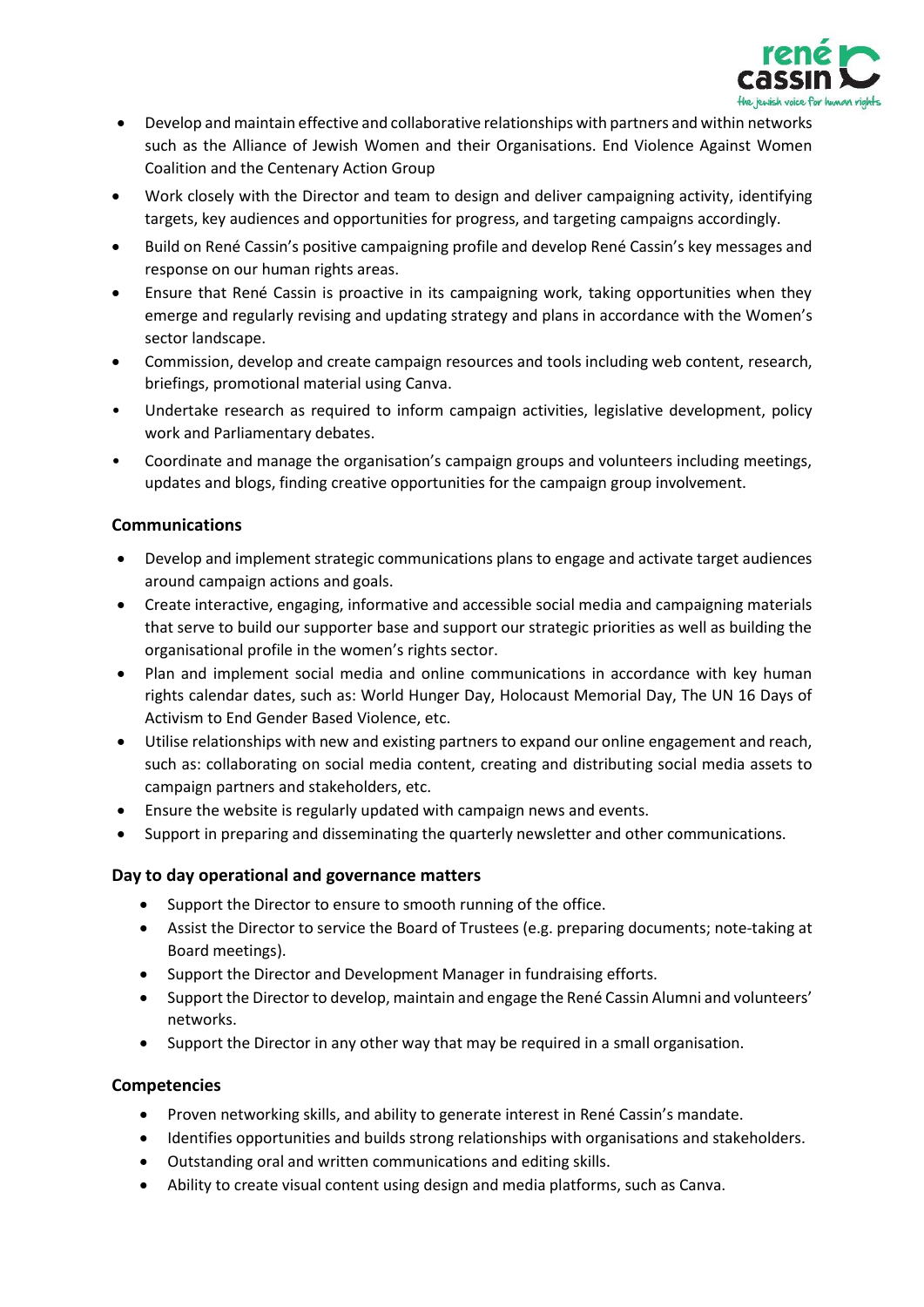- Develop and maintain effective and collaborative relationships with partners and within networks such as the Alliance of Jewish Women and their Organisations. End Violence Against Women Coalition and the Centenary Action Group
- Work closely with the Director and team to design and deliver campaigning activity, identifying targets, key audiences and opportunities for progress, and targeting campaigns accordingly.
- Build on René Cassin's positive campaigning profile and develop René Cassin's key messages and response on our human rights areas.
- Ensure that René Cassin is proactive in its campaigning work, taking opportunities when they emerge and regularly revising and updating strategy and plans in accordance with the Women's sector landscape.
- Commission, develop and create campaign resources and tools including web content, research, briefings, promotional material using Canva.
- Undertake research as required to inform campaign activities, legislative development, policy work and Parliamentary debates.
- Coordinate and manage the organisation's campaign groups and volunteers including meetings, updates and blogs, finding creative opportunities for the campaign group involvement.

### Communications

- Develop and implement strategic communications plans to engage and activate target audiences around campaign actions and goals.
- Create interactive, engaging, informative and accessible social media and campaigning materials that serve to build our supporter base and support our strategic priorities as well as building the organisational profile in the women's rights sector.
- Plan and implement social media and online communications in accordance with key human rights calendar dates, such as: World Hunger Day, Holocaust Memorial Day, The UN 16 Days of Activism to End Gender Based Violence, etc.
- Utilise relationships with new and existing partners to expand our online engagement and reach, such as: collaborating on social media content, creating and distributing social media assets to campaign partners and stakeholders, etc.
- Ensure the website is regularly updated with campaign news and events.
- Support in preparing and disseminating the quarterly newsletter and other communications.

### Day to day operational and governance matters

- Support the Director to ensure to smooth running of the office.
- Assist the Director to service the Board of Trustees (e.g. preparing documents; note-taking at Board meetings).
- Support the Director and Development Manager in fundraising efforts.
- Support the Director to develop, maintain and engage the René Cassin Alumni and volunteers' networks.
- Support the Director in any other way that may be required in a small organisation.

### Competencies

- Proven networking skills, and ability to generate interest in René Cassin's mandate.
- Identifies opportunities and builds strong relationships with organisations and stakeholders.
- Outstanding oral and written communications and editing skills.
- Ability to create visual content using design and media platforms, such as Canva.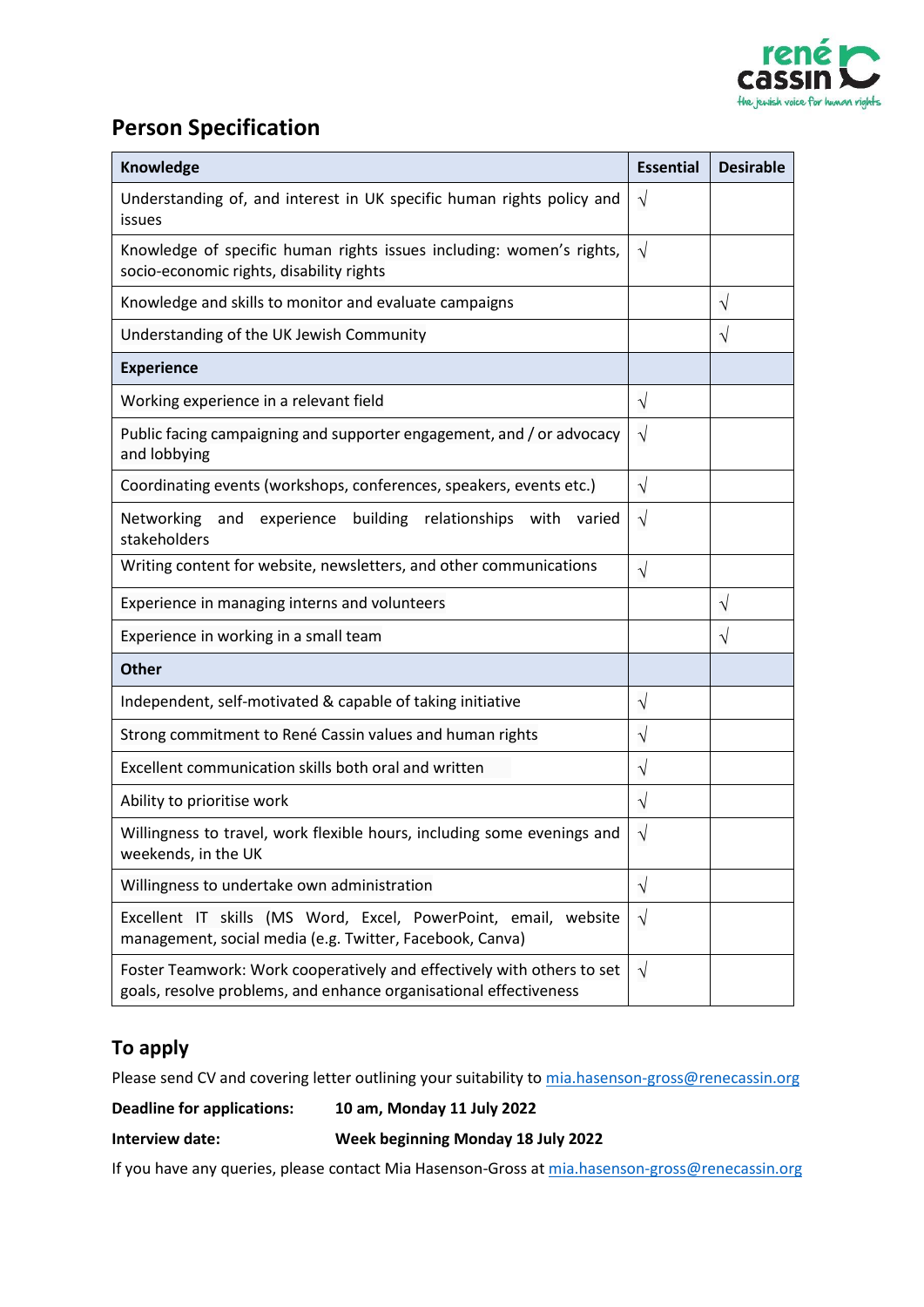## Person Specification

| Knowledge | Essential | Desirable |
|---|---|---|
| Understanding of, and interest in UK specific human rights policy and issues | √ | |
| Knowledge of specific human rights issues including: women's rights, socio-economic rights, disability rights | √ | |
| Knowledge and skills to monitor and evaluate campaigns | | √ |
| Understanding of the UK Jewish Community | | √ |
| **Experience** | | |
| Working experience in a relevant field | √ | |
| Public facing campaigning and supporter engagement, and / or advocacy and lobbying | √ | |
| Coordinating events (workshops, conferences, speakers, events etc.) | √ | |
| Networking and experience building relationships with varied stakeholders | √ | |
| Writing content for website, newsletters, and other communications | √ | |
| Experience in managing interns and volunteers | | √ |
| Experience in working in a small team | | √ |
| **Other** | | |
| Independent, self-motivated & capable of taking initiative | √ | |
| Strong commitment to René Cassin values and human rights | √ | |
| Excellent communication skills both oral and written | √ | |
| Ability to prioritise work | √ | |
| Willingness to travel, work flexible hours, including some evenings and weekends, in the UK | √ | |
| Willingness to undertake own administration | √ | |
| Excellent IT skills (MS Word, Excel, PowerPoint, email, website management, social media (e.g. Twitter, Facebook, Canva) | √ | |
| Foster Teamwork: Work cooperatively and effectively with others to set goals, resolve problems, and enhance organisational effectiveness | √ | |

## To apply

Please send CV and covering letter outlining your suitability to mia.hasenson-gross@renecassin.org

**Deadline for applications:** **10 am, Monday 11 July 2022**

**Interview date:** **Week beginning Monday 18 July 2022**

If you have any queries, please contact Mia Hasenson-Gross at mia.hasenson-gross@renecassin.org